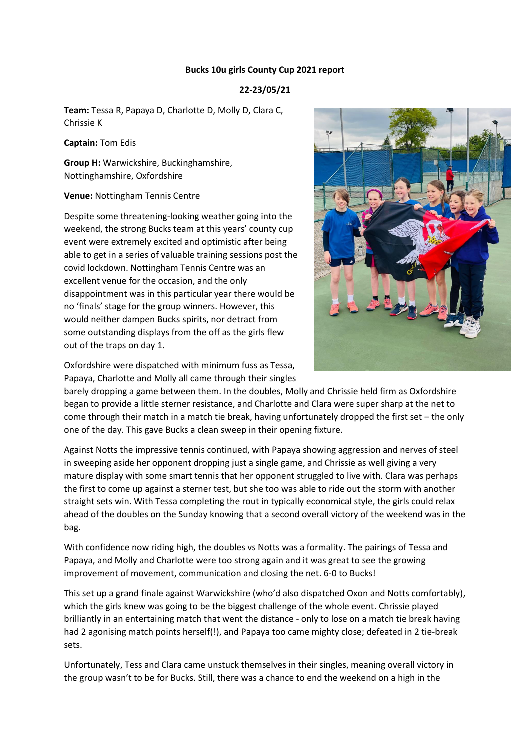**Bucks 10u girls County Cup 2021 report**

**22-23/05/21**

**Team:** Tessa R, Papaya D, Charlotte D, Molly D, Clara C, Chrissie K

**Captain:** Tom Edis

**Group H:** Warwickshire, Buckinghamshire, Nottinghamshire, Oxfordshire

**Venue:** Nottingham Tennis Centre

Despite some threatening-looking weather going into the weekend, the strong Bucks team at this years' county cup event were extremely excited and optimistic after being able to get in a series of valuable training sessions post the covid lockdown. Nottingham Tennis Centre was an excellent venue for the occasion, and the only disappointment was in this particular year there would be no 'finals' stage for the group winners. However, this would neither dampen Bucks spirits, nor detract from some outstanding displays from the off as the girls flew out of the traps on day 1.

Oxfordshire were dispatched with minimum fuss as Tessa, Papaya, Charlotte and Molly all came through their singles barely dropping a game between them. In the doubles, Molly and Chrissie held firm as Oxfordshire began to provide a little sterner resistance, and Charlotte and Clara were super sharp at the net to come through their match in a match tie break, having unfortunately dropped the first set – the only one of the day. This gave Bucks a clean sweep in their opening fixture.

Against Notts the impressive tennis continued, with Papaya showing aggression and nerves of steel in sweeping aside her opponent dropping just a single game, and Chrissie as well giving a very mature display with some smart tennis that her opponent struggled to live with. Clara was perhaps the first to come up against a sterner test, but she too was able to ride out the storm with another straight sets win. With Tessa completing the rout in typically economical style, the girls could relax ahead of the doubles on the Sunday knowing that a second overall victory of the weekend was in the bag.

With confidence now riding high, the doubles vs Notts was a formality. The pairings of Tessa and Papaya, and Molly and Charlotte were too strong again and it was great to see the growing improvement of movement, communication and closing the net. 6-0 to Bucks!

This set up a grand finale against Warwickshire (who'd also dispatched Oxon and Notts comfortably), which the girls knew was going to be the biggest challenge of the whole event. Chrissie played brilliantly in an entertaining match that went the distance - only to lose on a match tie break having had 2 agonising match points herself(!), and Papaya too came mighty close; defeated in 2 tie-break sets.

Unfortunately, Tess and Clara came unstuck themselves in their singles, meaning overall victory in the group wasn't to be for Bucks. Still, there was a chance to end the weekend on a high in the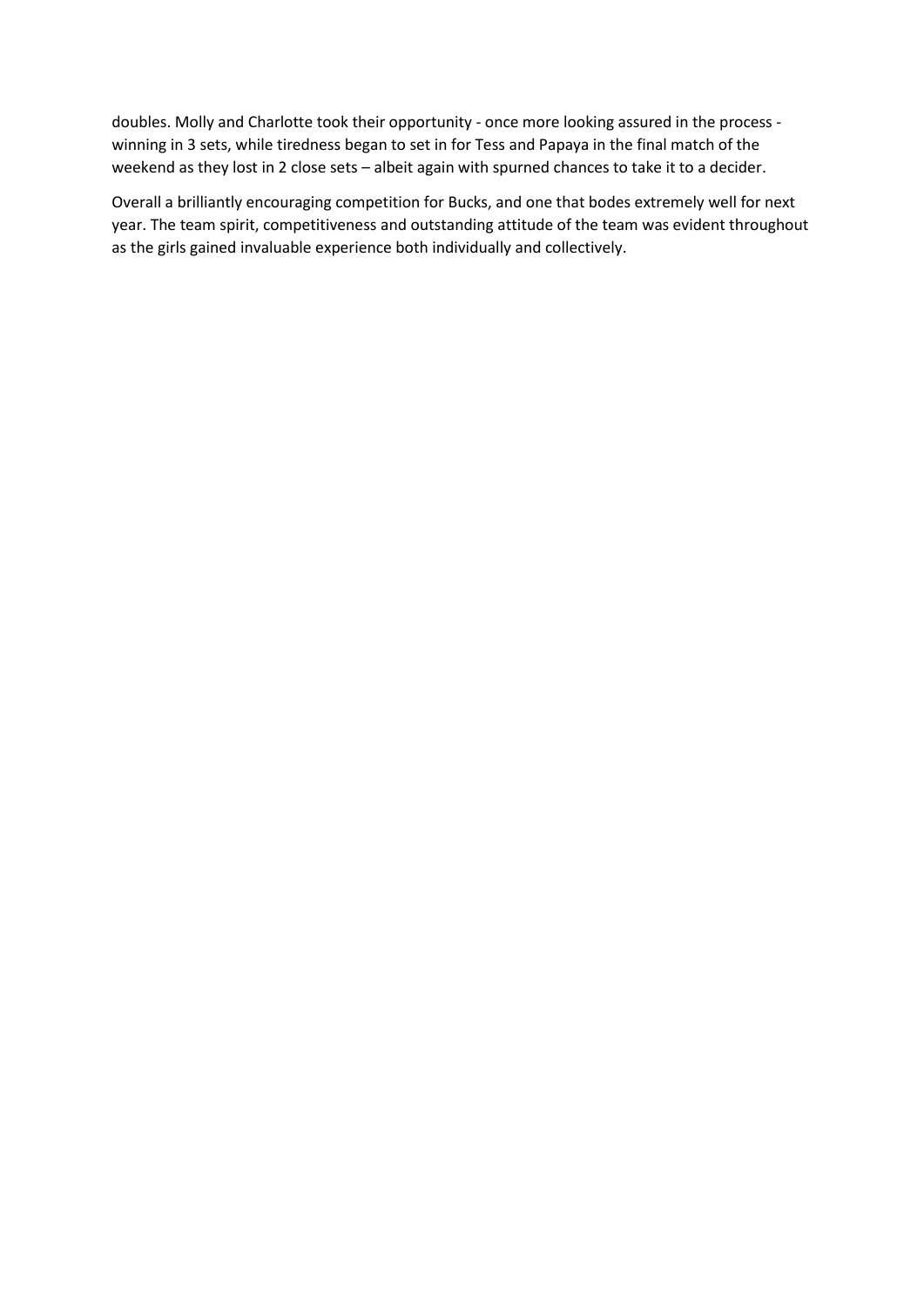doubles. Molly and Charlotte took their opportunity - once more looking assured in the process - winning in 3 sets, while tiredness began to set in for Tess and Papaya in the final match of the weekend as they lost in 2 close sets – albeit again with spurned chances to take it to a decider.

Overall a brilliantly encouraging competition for Bucks, and one that bodes extremely well for next year. The team spirit, competitiveness and outstanding attitude of the team was evident throughout as the girls gained invaluable experience both individually and collectively.